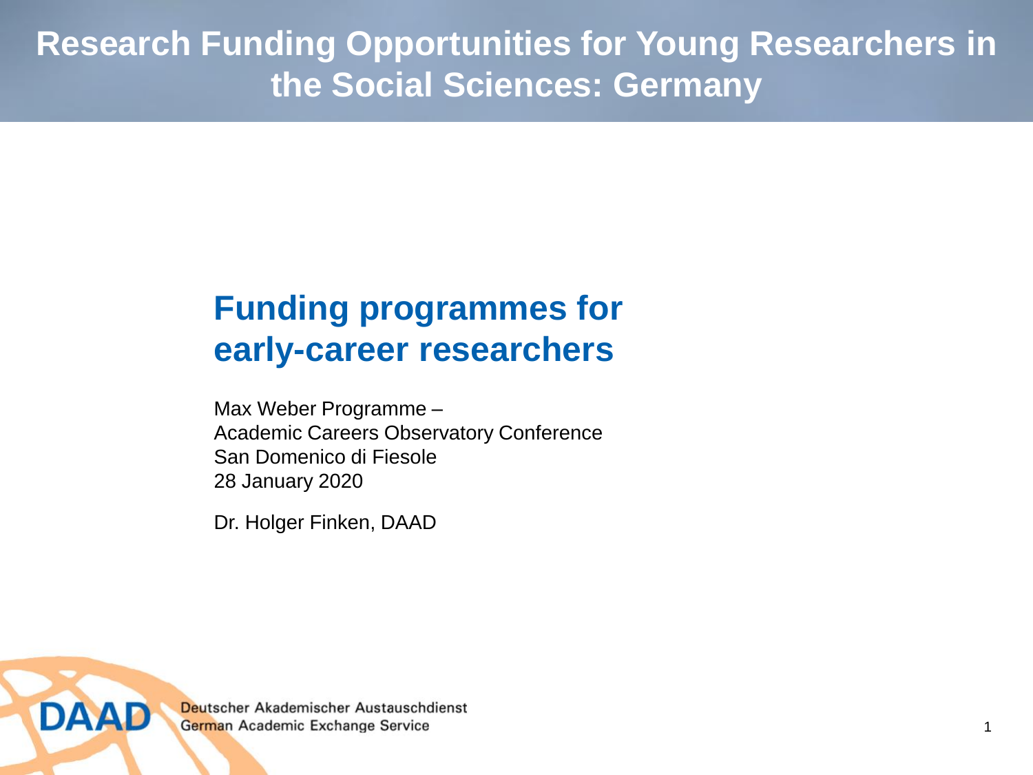# Research Funding Opportunities for Young Researchers in the Social Sciences: Germany

## Funding programmes for early-career researchers

Max Weber Programme –
Academic Careers Observatory Conference
San Domenico di Fiesole
28 January 2020

Dr. Holger Finken, DAAD

DAAD Deutscher Akademischer Austauschdienst
German Academic Exchange Service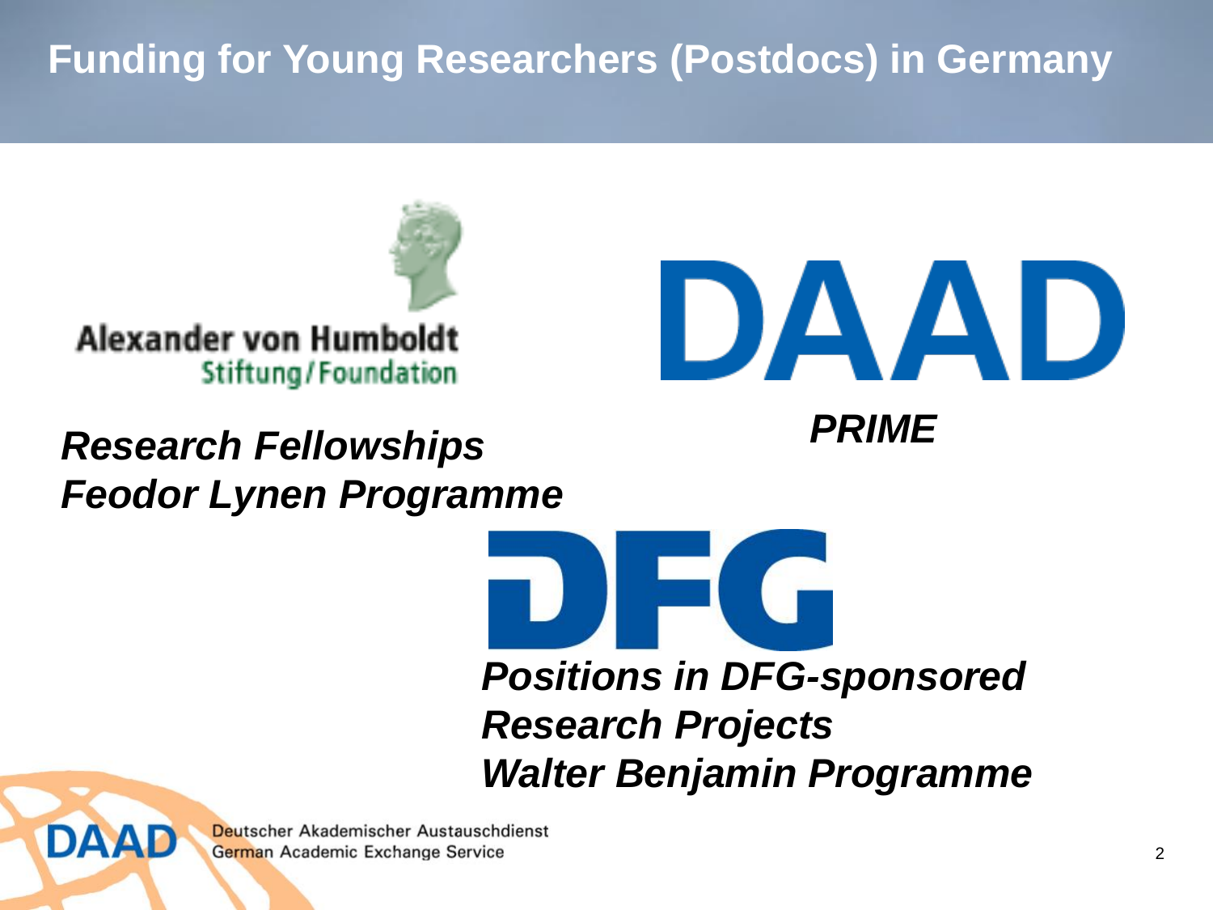# Funding for Young Researchers (Postdocs) in Germany

Alexander von Humboldt
Stiftung/Foundation

***Research Fellowships***
***Feodor Lynen Programme***

DAAD

***PRIME***

DFG

***Positions in DFG-sponsored Research Projects***
***Walter Benjamin Programme***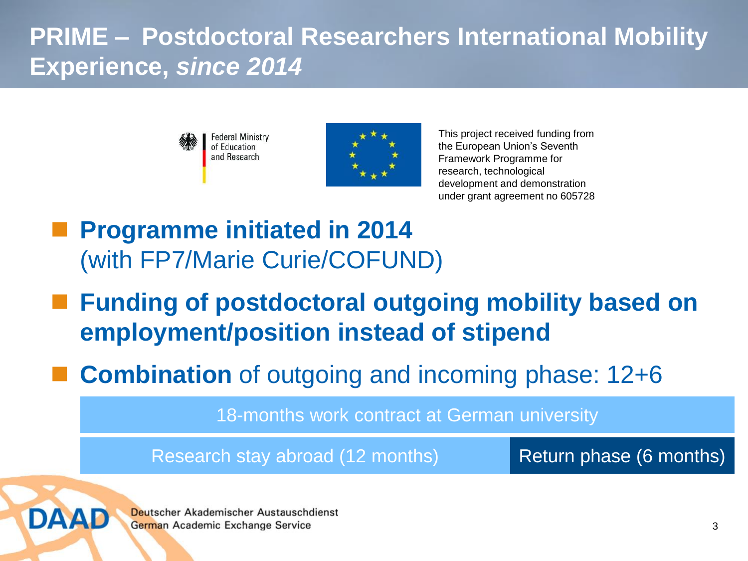# PRIME – Postdoctoral Researchers International Mobility Experience, *since 2014*

Federal Ministry of Education and Research

This project received funding from the European Union's Seventh Framework Programme for research, technological development and demonstration under grant agreement no 605728

- **Programme initiated in 2014** (with FP7/Marie Curie/COFUND)
- **Funding of postdoctoral outgoing mobility based on employment/position instead of stipend**
- **Combination** of outgoing and incoming phase: 12+6

| 18-months work contract at German university | |
|---|---|
| Research stay abroad (12 months) | Return phase (6 months) |

DAAD Deutscher Akademischer Austauschdienst German Academic Exchange Service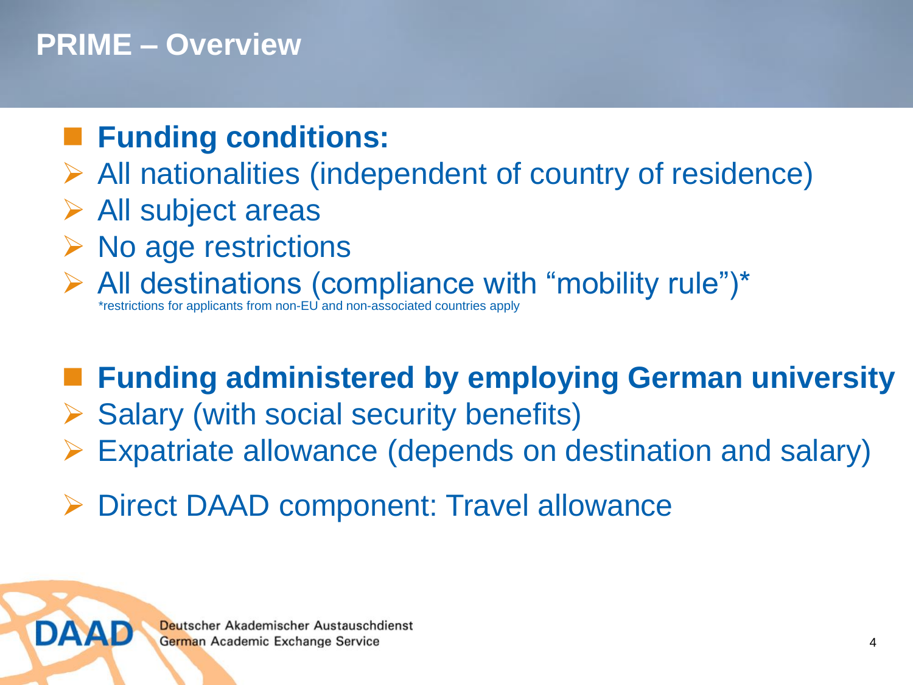# PRIME – Overview

- **Funding conditions:**
  - All nationalities (independent of country of residence)
  - All subject areas
  - No age restrictions
  - All destinations (compliance with "mobility rule")*
    *restrictions for applicants from non-EU and non-associated countries apply

- **Funding administered by employing German university**
  - Salary (with social security benefits)
  - Expatriate allowance (depends on destination and salary)
  - Direct DAAD component: Travel allowance

DAAD Deutscher Akademischer Austauschdienst
German Academic Exchange Service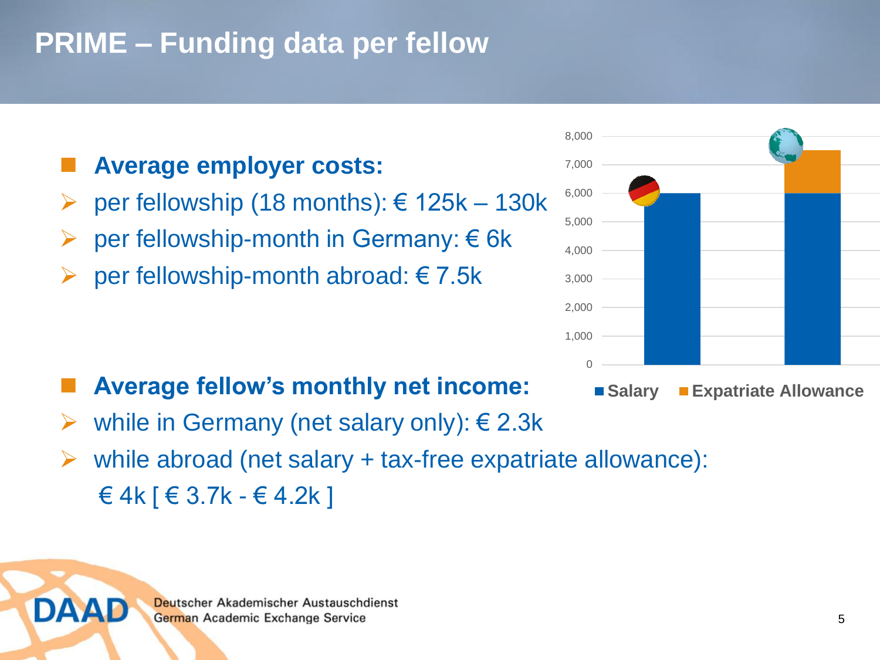# PRIME – Funding data per fellow

- **Average employer costs:**
  - per fellowship (18 months): € 125k – 130k
  - per fellowship-month in Germany: € 6k
  - per fellowship-month abroad: € 7.5k

- **Average fellow's monthly net income:**
  - while in Germany (net salary only): € 2.3k
  - while abroad (net salary + tax-free expatriate allowance): € 4k [ € 3.7k - € 4.2k ]

■ Salary ■ Expatriate Allowance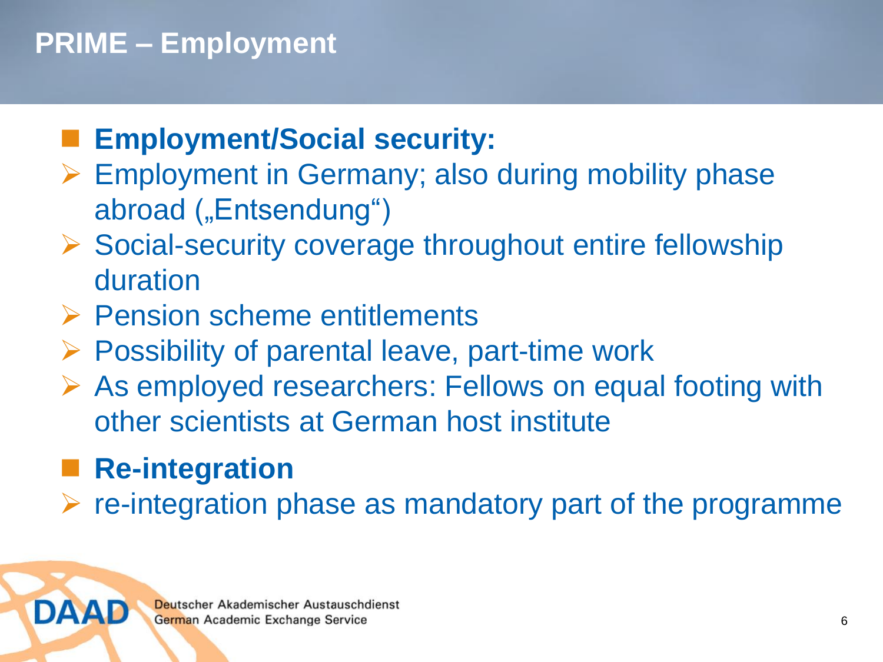# PRIME – Employment

- **Employment/Social security:**
  - Employment in Germany; also during mobility phase abroad („Entsendung“)
  - Social-security coverage throughout entire fellowship duration
  - Pension scheme entitlements
  - Possibility of parental leave, part-time work
  - As employed researchers: Fellows on equal footing with other scientists at German host institute
- **Re-integration**
  - re-integration phase as mandatory part of the programme

DAAD Deutscher Akademischer Austauschdienst German Academic Exchange Service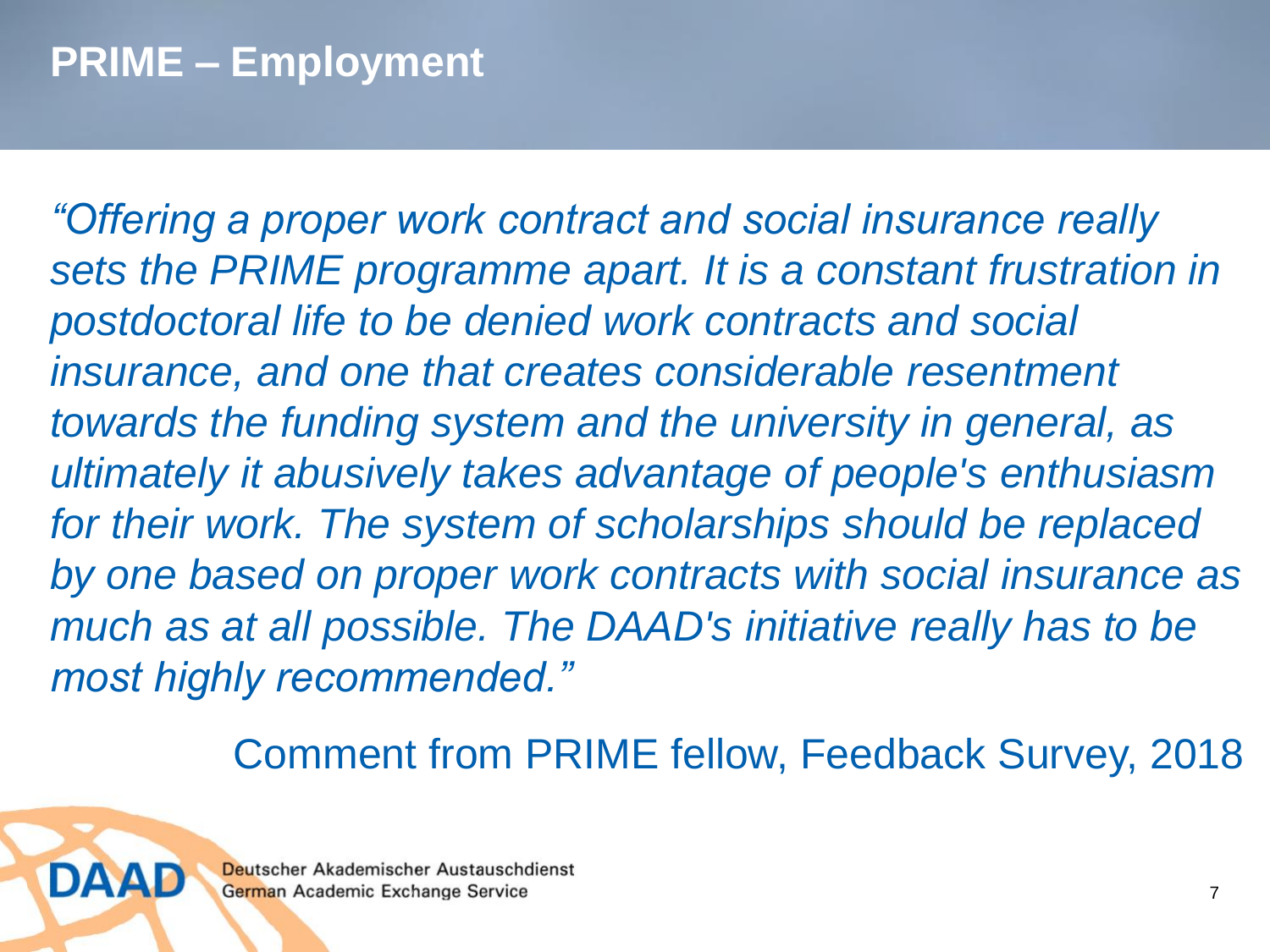# PRIME – Employment

*"Offering a proper work contract and social insurance really sets the PRIME programme apart. It is a constant frustration in postdoctoral life to be denied work contracts and social insurance, and one that creates considerable resentment towards the funding system and the university in general, as ultimately it abusively takes advantage of people's enthusiasm for their work. The system of scholarships should be replaced by one based on proper work contracts with social insurance as much as at all possible. The DAAD's initiative really has to be most highly recommended."*

Comment from PRIME fellow, Feedback Survey, 2018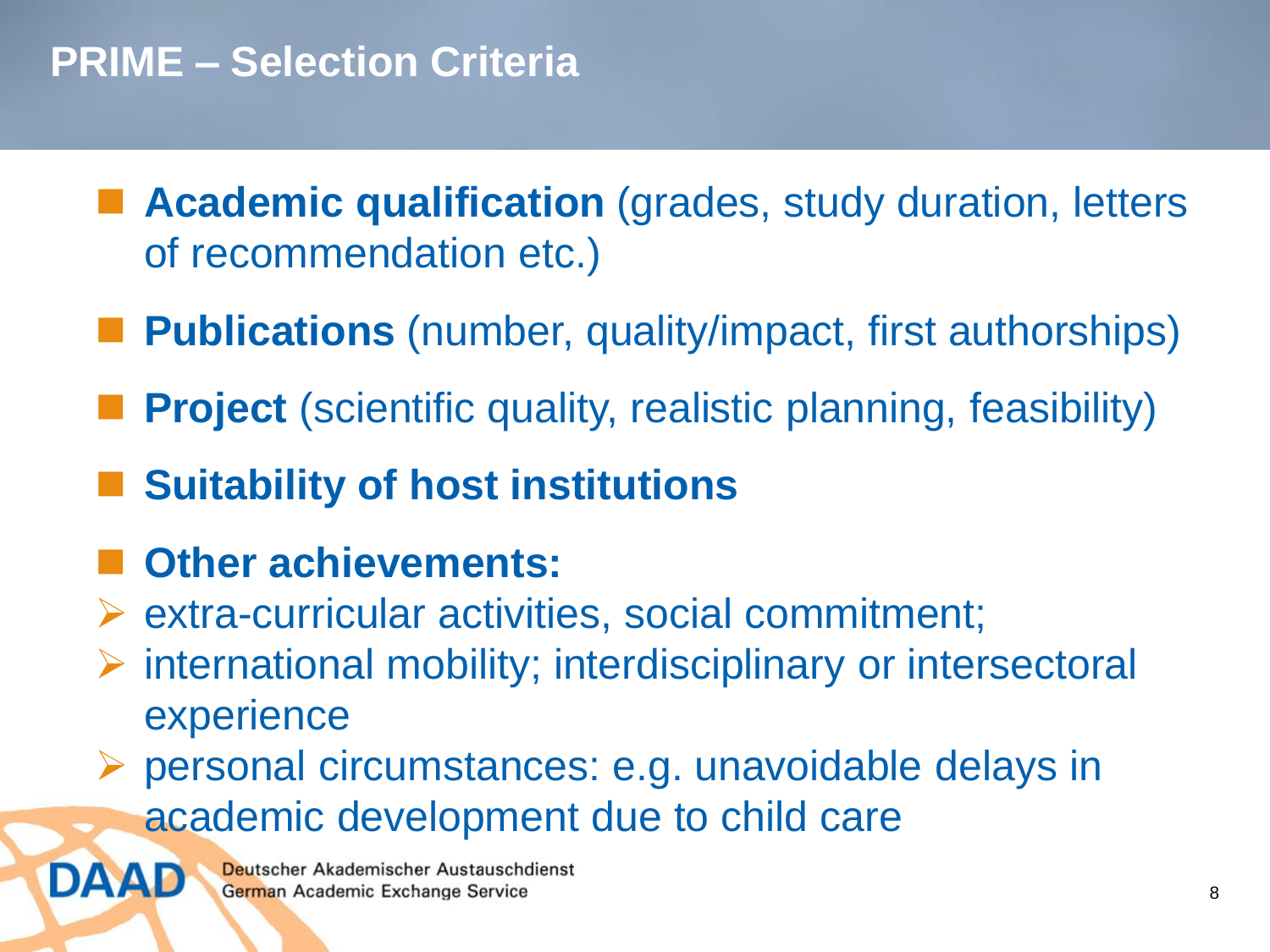# PRIME – Selection Criteria

- **Academic qualification** (grades, study duration, letters of recommendation etc.)
- **Publications** (number, quality/impact, first authorships)
- **Project** (scientific quality, realistic planning, feasibility)
- **Suitability of host institutions**
- **Other achievements:**
  - extra-curricular activities, social commitment;
  - international mobility; interdisciplinary or intersectoral experience
  - personal circumstances: e.g. unavoidable delays in academic development due to child care

DAAD Deutscher Akademischer Austauschdienst
German Academic Exchange Service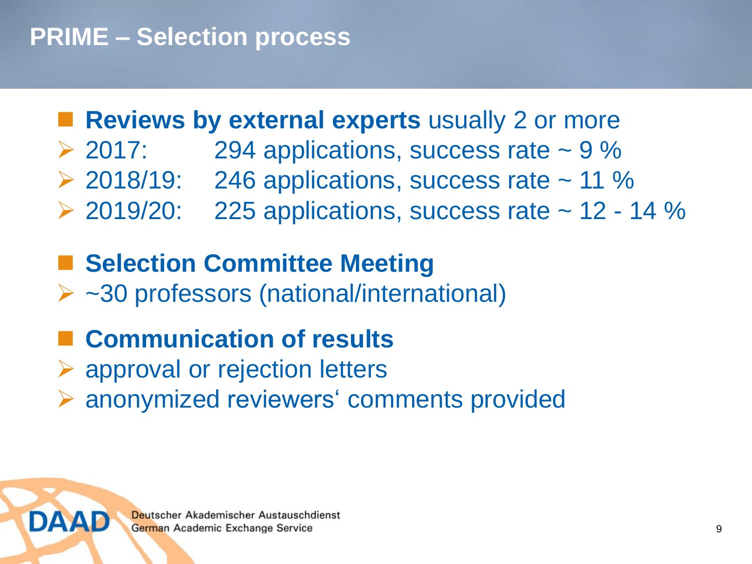# PRIME – Selection process

- **Reviews by external experts** usually 2 or more
  - 2017: 294 applications, success rate ~ 9 %
  - 2018/19: 246 applications, success rate ~ 11 %
  - 2019/20: 225 applications, success rate ~ 12 - 14 %

- **Selection Committee Meeting**
  - ~30 professors (national/international)

- **Communication of results**
  - approval or rejection letters
  - anonymized reviewers' comments provided

DAAD Deutscher Akademischer Austauschdienst German Academic Exchange Service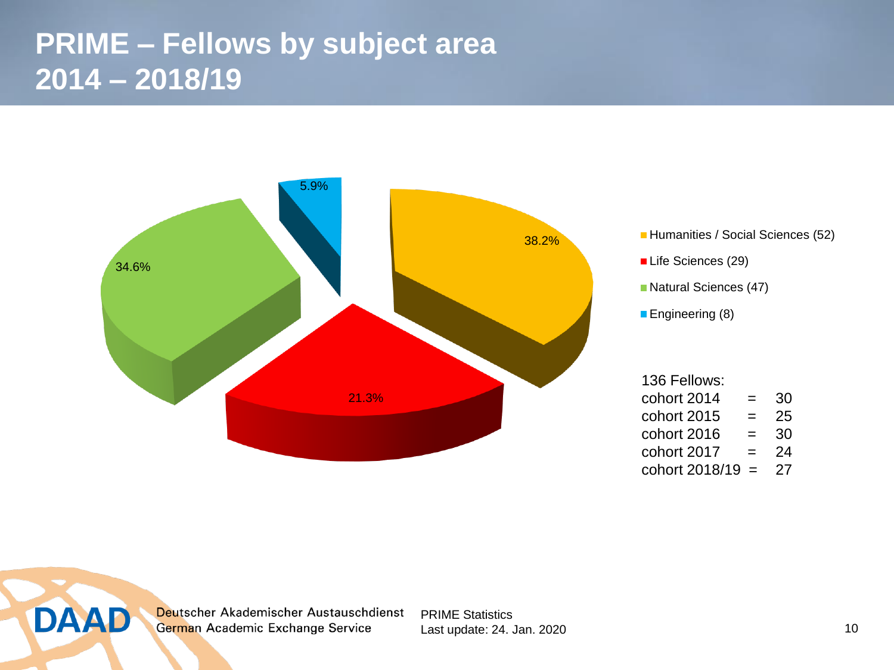# PRIME – Fellows by subject area 2014 – 2018/19

- Humanities / Social Sciences (52) — 38.2%
- Life Sciences (29) — 21.3%
- Natural Sciences (47) — 34.6%
- Engineering (8) — 5.9%

136 Fellows:

| | | |
|---|---|---|
| cohort 2014 | = | 30 |
| cohort 2015 | = | 25 |
| cohort 2016 | = | 30 |
| cohort 2017 | = | 24 |
| cohort 2018/19 | = | 27 |

Deutscher Akademischer Austauschdienst
German Academic Exchange Service

PRIME Statistics
Last update: 24. Jan. 2020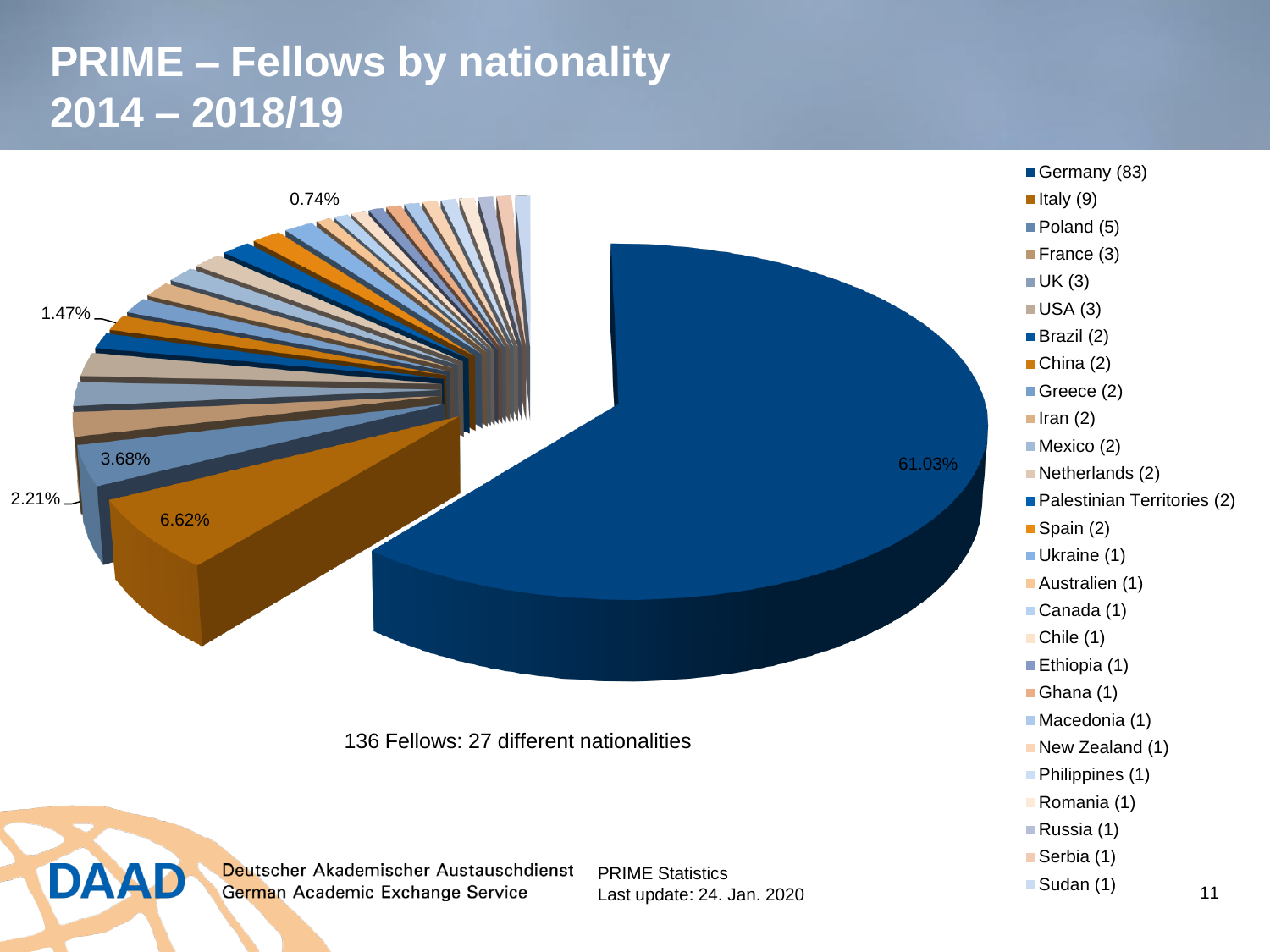# PRIME – Fellows by nationality 2014 – 2018/19

| Nationality | Fellows |
|---|---|
| Germany | 83 |
| Italy | 9 |
| Poland | 5 |
| France | 3 |
| UK | 3 |
| USA | 3 |
| Brazil | 2 |
| China | 2 |
| Greece | 2 |
| Iran | 2 |
| Mexico | 2 |
| Netherlands | 2 |
| Palestinian Territories | 2 |
| Spain | 2 |
| Ukraine | 1 |
| Australien | 1 |
| Canada | 1 |
| Chile | 1 |
| Ethiopia | 1 |
| Ghana | 1 |
| Macedonia | 1 |
| New Zealand | 1 |
| Philippines | 1 |
| Romania | 1 |
| Russia | 1 |
| Serbia | 1 |
| Sudan | 1 |

Chart labels: 61.03%, 6.62%, 3.68%, 2.21%, 1.47%, 0.74%

136 Fellows: 27 different nationalities

Deutscher Akademischer Austauschdienst
German Academic Exchange Service

PRIME Statistics
Last update: 24. Jan. 2020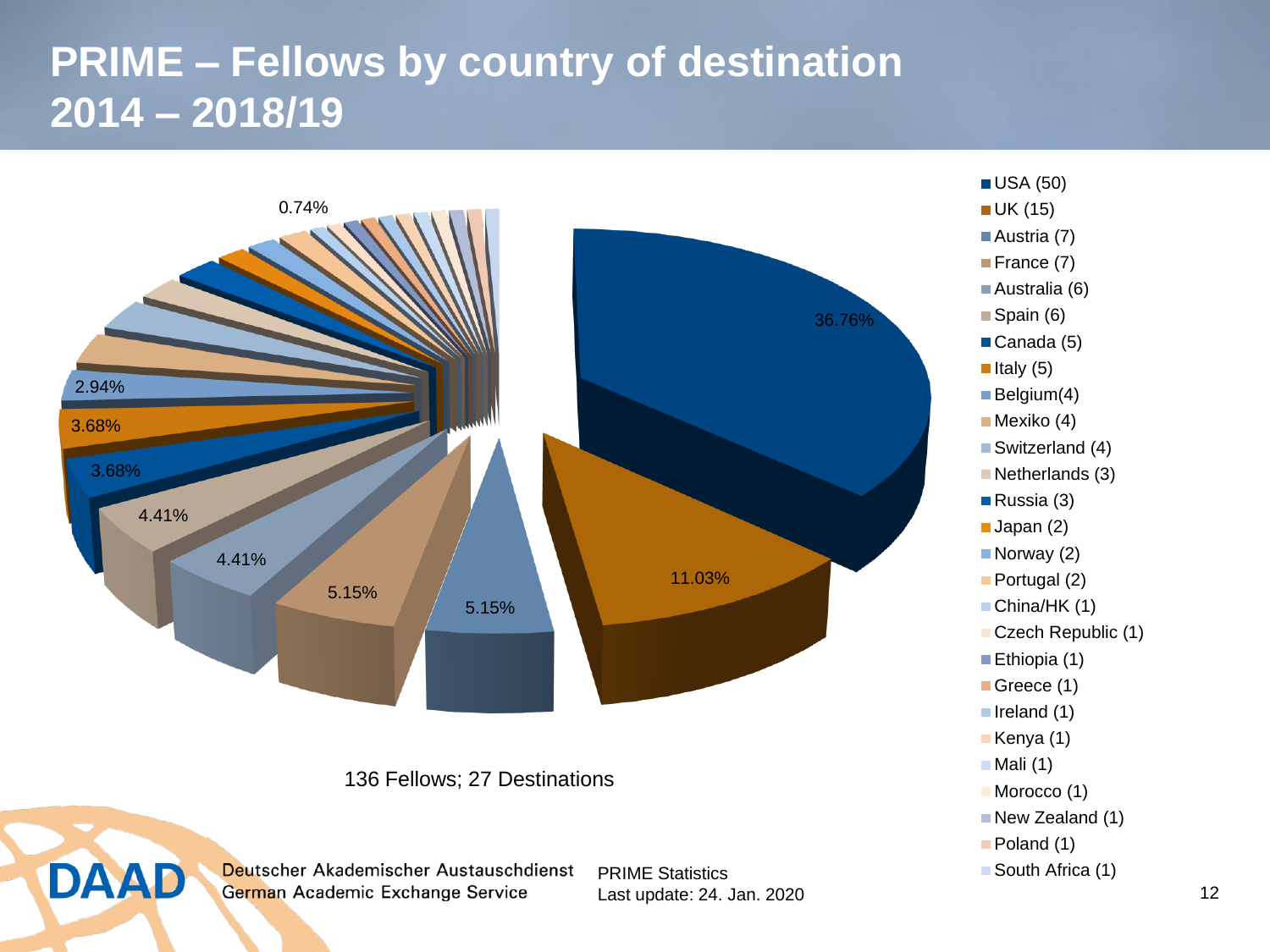# PRIME – Fellows by country of destination 2014 – 2018/19

| Country | Fellows |
|---|---|
| USA | 50 |
| UK | 15 |
| Austria | 7 |
| France | 7 |
| Australia | 6 |
| Spain | 6 |
| Canada | 5 |
| Italy | 5 |
| Belgium | 4 |
| Mexiko | 4 |
| Switzerland | 4 |
| Netherlands | 3 |
| Russia | 3 |
| Japan | 2 |
| Norway | 2 |
| Portugal | 2 |
| China/HK | 1 |
| Czech Republic | 1 |
| Ethiopia | 1 |
| Greece | 1 |
| Ireland | 1 |
| Kenya | 1 |
| Mali | 1 |
| Morocco | 1 |
| New Zealand | 1 |
| Poland | 1 |
| South Africa | 1 |

Chart percentage labels: 36.76%, 11.03%, 5.15%, 5.15%, 4.41%, 4.41%, 3.68%, 3.68%, 2.94%, 0.74%

136 Fellows; 27 Destinations

Deutscher Akademischer Austauschdienst
German Academic Exchange Service

PRIME Statistics
Last update: 24. Jan. 2020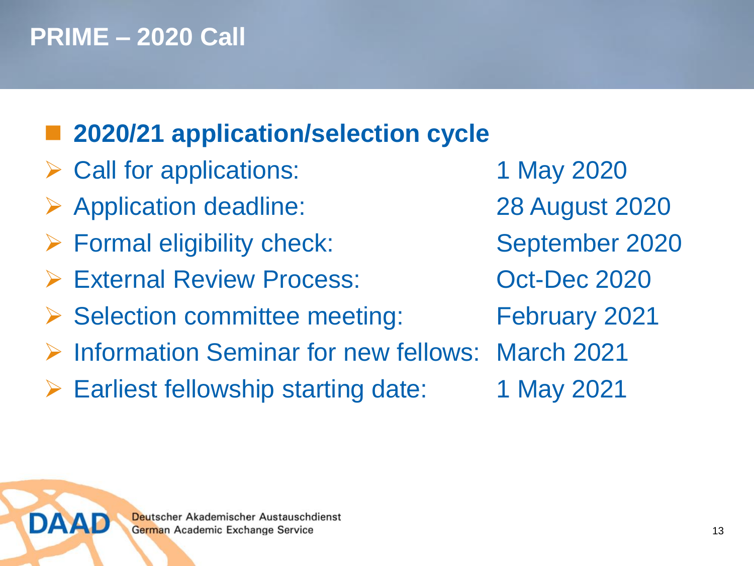# PRIME – 2020 Call

- **2020/21 application/selection cycle**
  - Call for applications: 1 May 2020
  - Application deadline: 28 August 2020
  - Formal eligibility check: September 2020
  - External Review Process: Oct-Dec 2020
  - Selection committee meeting: February 2021
  - Information Seminar for new fellows: March 2021
  - Earliest fellowship starting date: 1 May 2021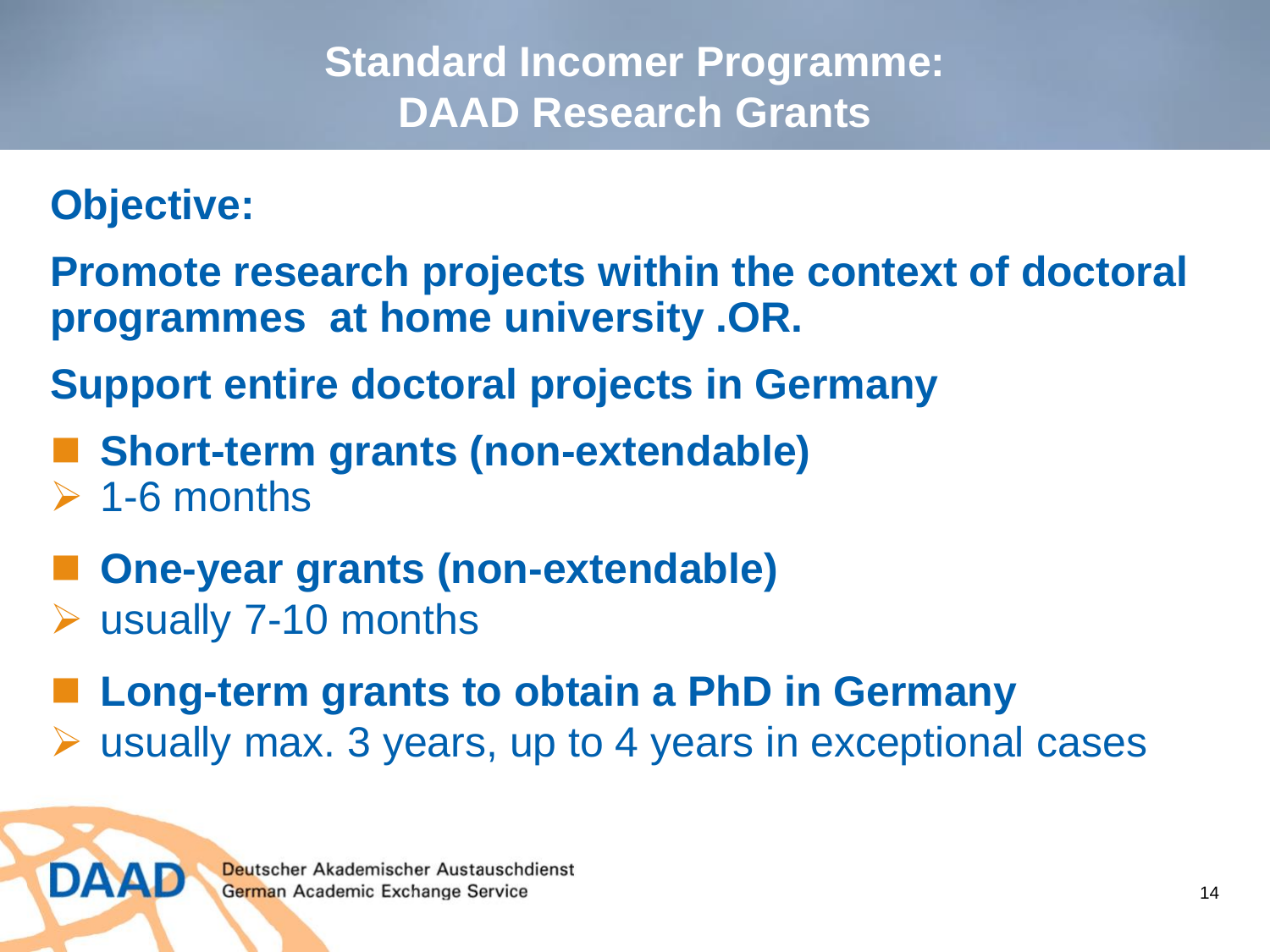# Standard Incomer Programme: DAAD Research Grants

**Objective:**

**Promote research projects within the context of doctoral programmes at home university .OR.**

**Support entire doctoral projects in Germany**

- **Short-term grants (non-extendable)**
  - 1-6 months
- **One-year grants (non-extendable)**
  - usually 7-10 months
- **Long-term grants to obtain a PhD in Germany**
  - usually max. 3 years, up to 4 years in exceptional cases

DAAD Deutscher Akademischer Austauschdienst German Academic Exchange Service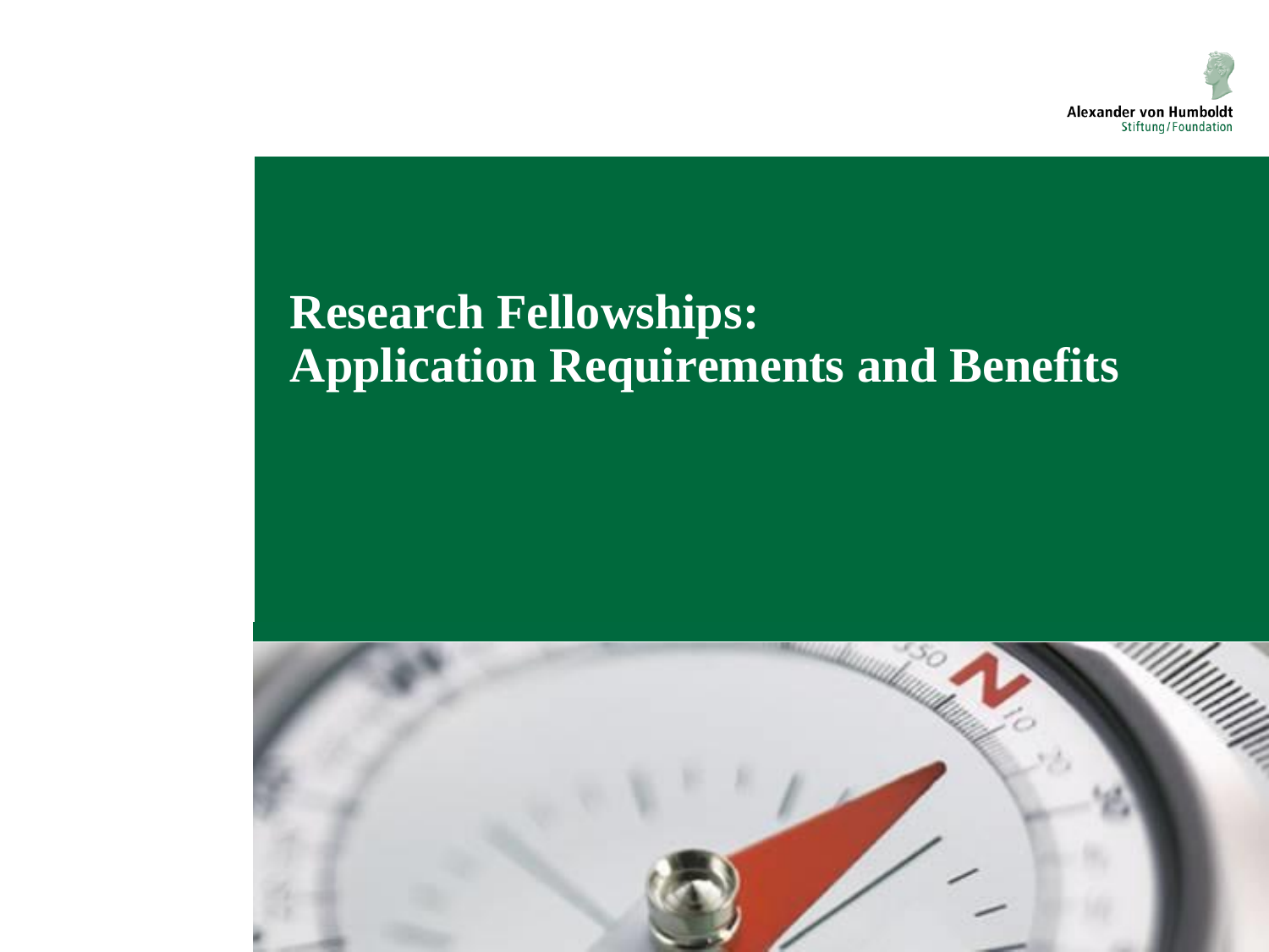Alexander von Humboldt
Stiftung/Foundation

# Research Fellowships: Application Requirements and Benefits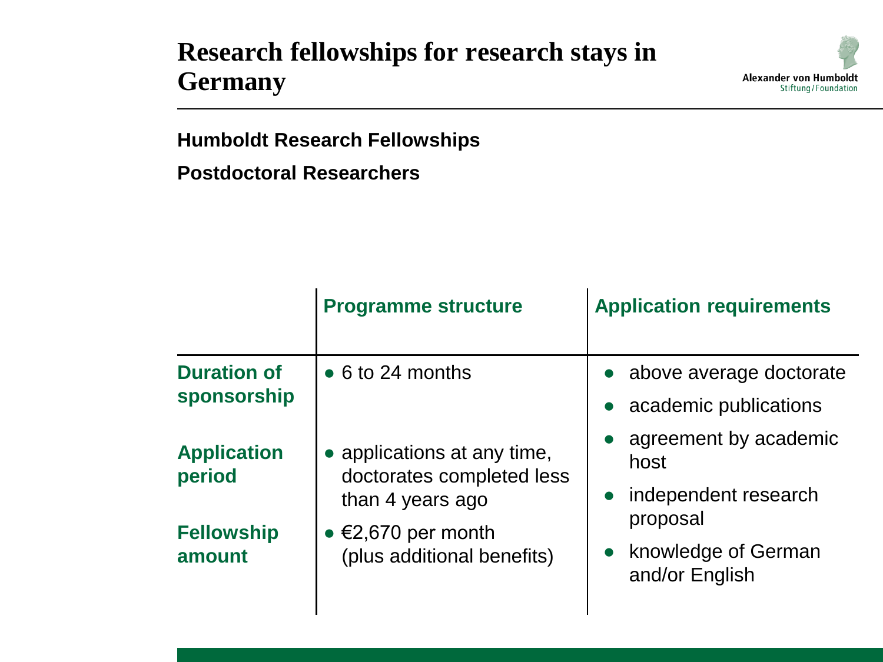# Research fellowships for research stays in Germany

Alexander von Humboldt Stiftung/Foundation

**Humboldt Research Fellowships**

**Postdoctoral Researchers**

| | Programme structure | Application requirements |
|---|---|---|
| **Duration of sponsorship** | • 6 to 24 months | • above average doctorate<br>• academic publications<br>• agreement by academic host<br>• independent research proposal<br>• knowledge of German and/or English |
| **Application period** | • applications at any time, doctorates completed less than 4 years ago | |
| **Fellowship amount** | • €2,670 per month (plus additional benefits) | |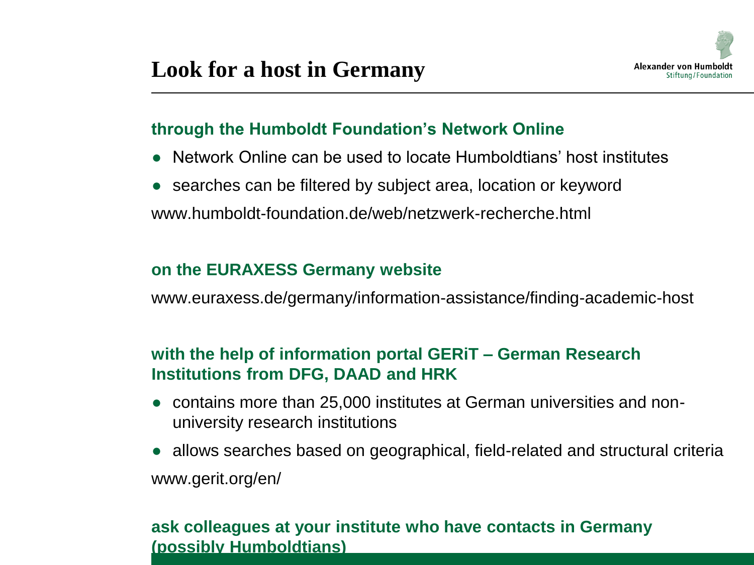# Look for a host in Germany

### through the Humboldt Foundation's Network Online

- Network Online can be used to locate Humboldtians' host institutes
- searches can be filtered by subject area, location or keyword

www.humboldt-foundation.de/web/netzwerk-recherche.html

### on the EURAXESS Germany website

www.euraxess.de/germany/information-assistance/finding-academic-host

### with the help of information portal GERiT – German Research Institutions from DFG, DAAD and HRK

- contains more than 25,000 institutes at German universities and non-university research institutions
- allows searches based on geographical, field-related and structural criteria

www.gerit.org/en/

### ask colleagues at your institute who have contacts in Germany (possibly Humboldtians)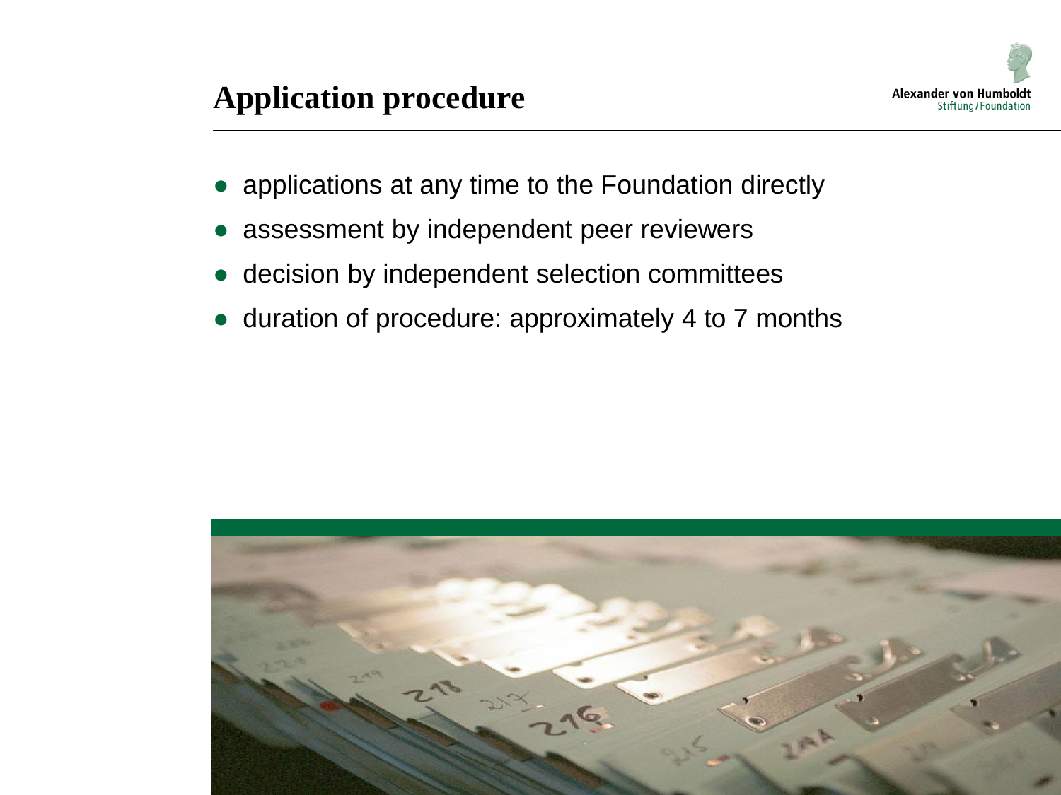# Application procedure

- applications at any time to the Foundation directly
- assessment by independent peer reviewers
- decision by independent selection committees
- duration of procedure: approximately 4 to 7 months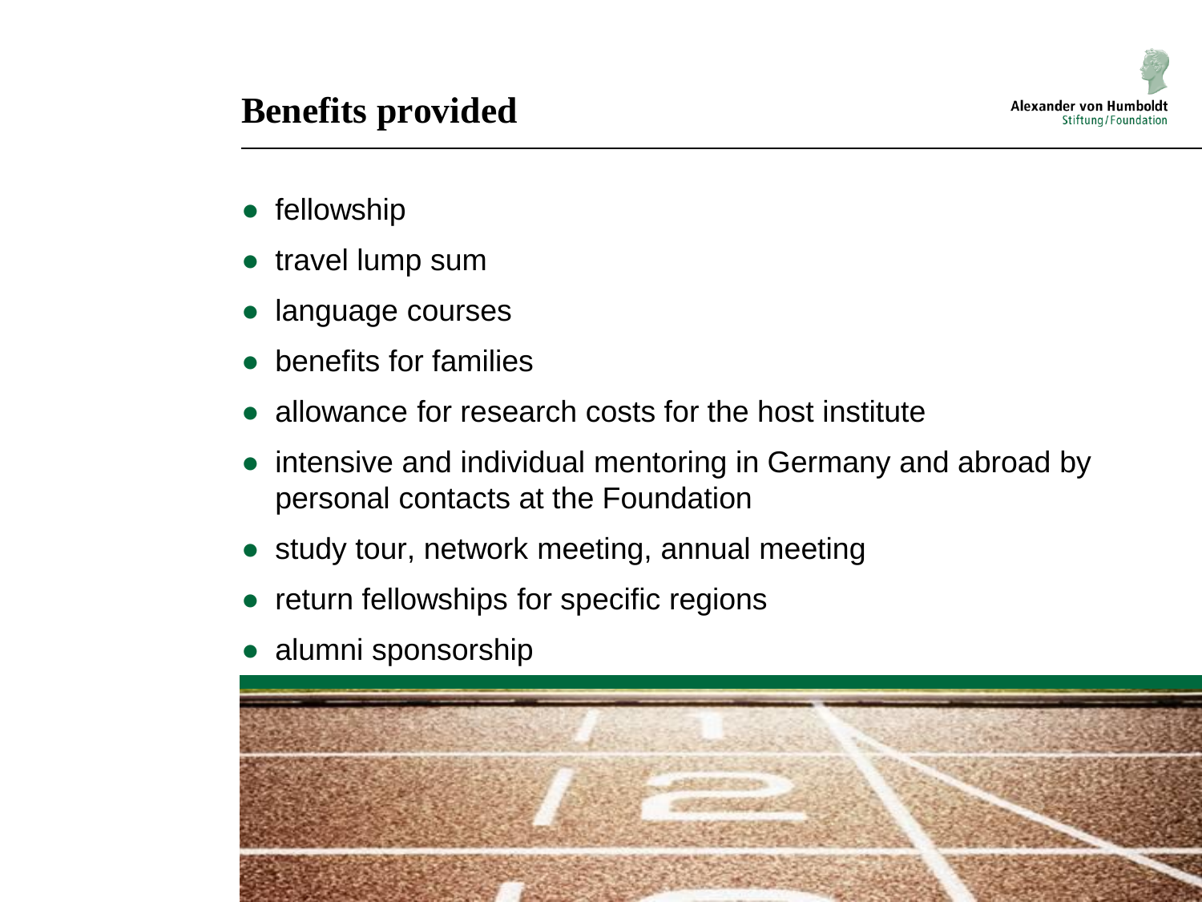# Benefits provided

- fellowship
- travel lump sum
- language courses
- benefits for families
- allowance for research costs for the host institute
- intensive and individual mentoring in Germany and abroad by personal contacts at the Foundation
- study tour, network meeting, annual meeting
- return fellowships for specific regions
- alumni sponsorship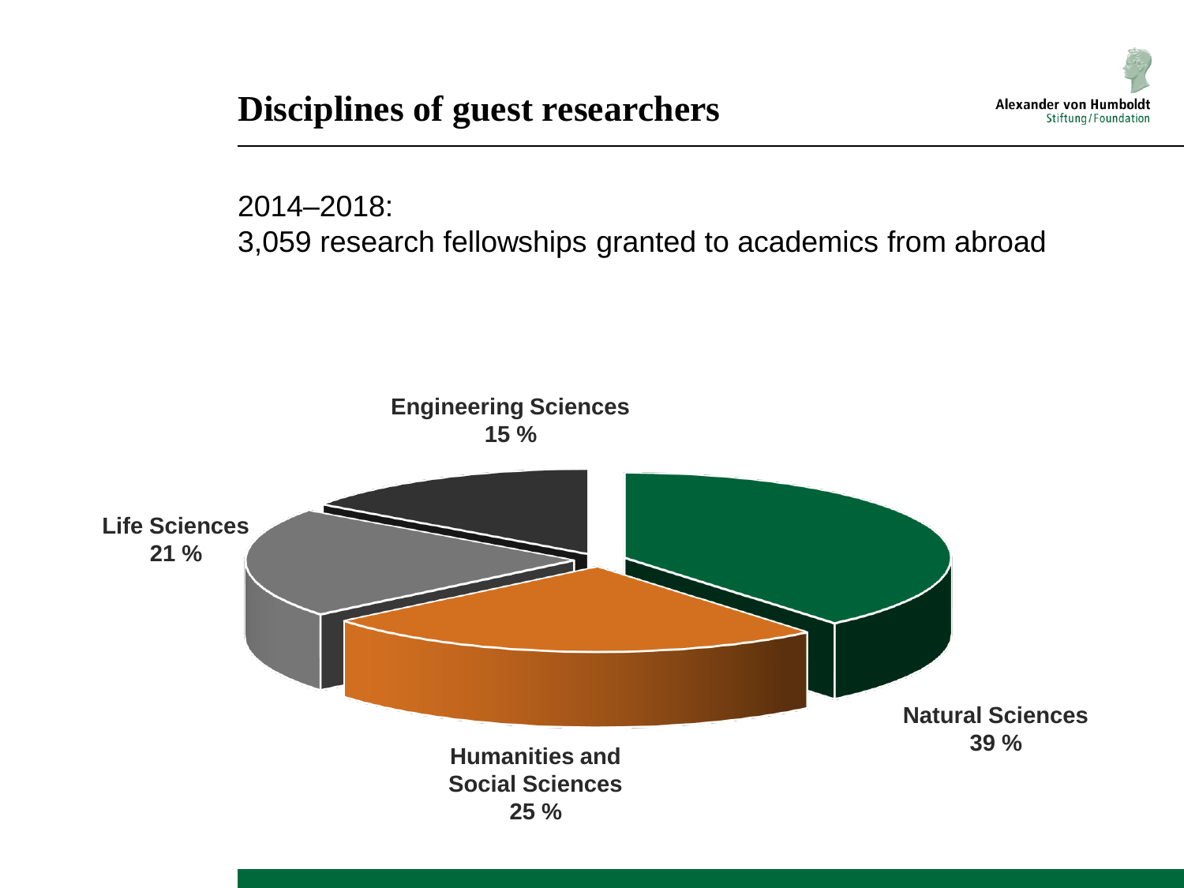# Disciplines of guest researchers

Alexander von Humboldt Stiftung/Foundation

2014–2018:
3,059 research fellowships granted to academics from abroad

**Engineering Sciences**
**15 %**

**Life Sciences**
**21 %**

**Natural Sciences**
**39 %**

**Humanities and Social Sciences**
**25 %**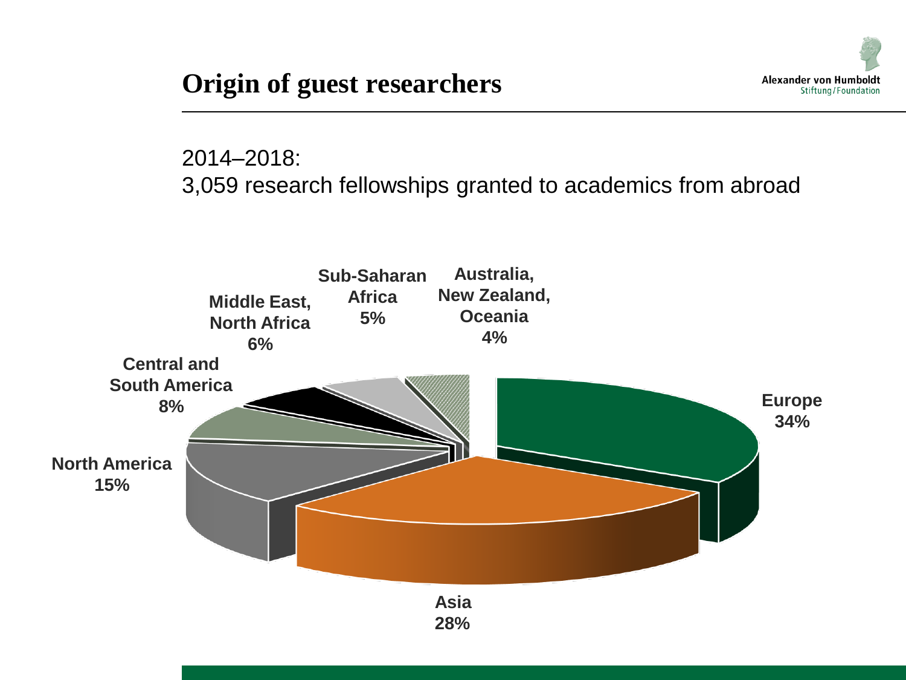# Origin of guest researchers

2014–2018:
3,059 research fellowships granted to academics from abroad

| Region | Share |
| --- | --- |
| Europe | 34% |
| Asia | 28% |
| North America | 15% |
| Central and South America | 8% |
| Middle East, North Africa | 6% |
| Sub-Saharan Africa | 5% |
| Australia, New Zealand, Oceania | 4% |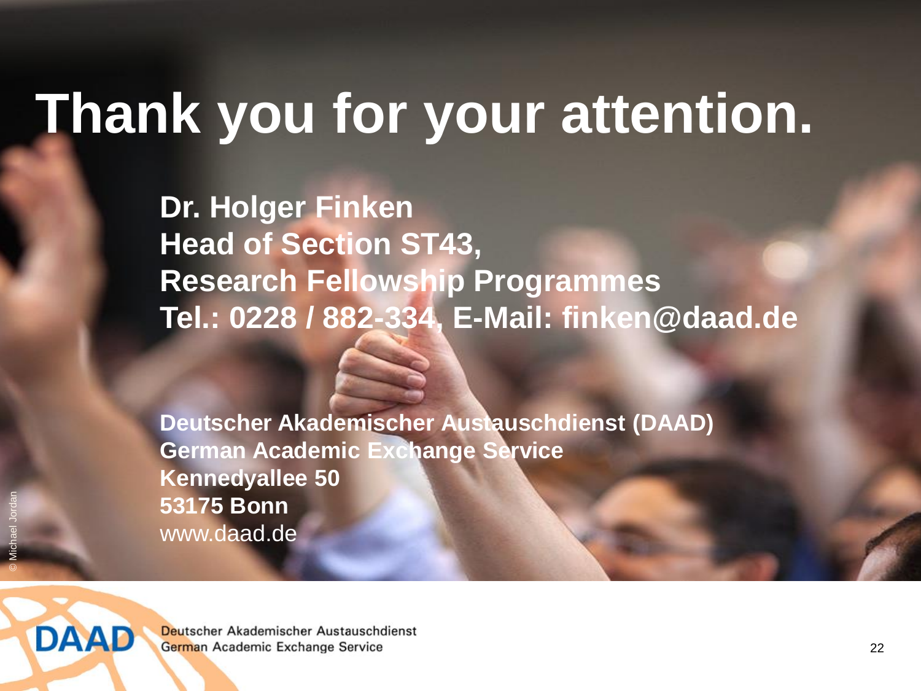# Thank you for your attention.

**Dr. Holger Finken**
**Head of Section ST43,**
**Research Fellowship Programmes**
**Tel.: 0228 / 882-334, E-Mail: finken@daad.de**

**Deutscher Akademischer Austauschdienst (DAAD)**
**German Academic Exchange Service**
**Kennedyallee 50**
**53175 Bonn**
www.daad.de

© Michael Jordan

DAAD Deutscher Akademischer Austauschdienst
German Academic Exchange Service